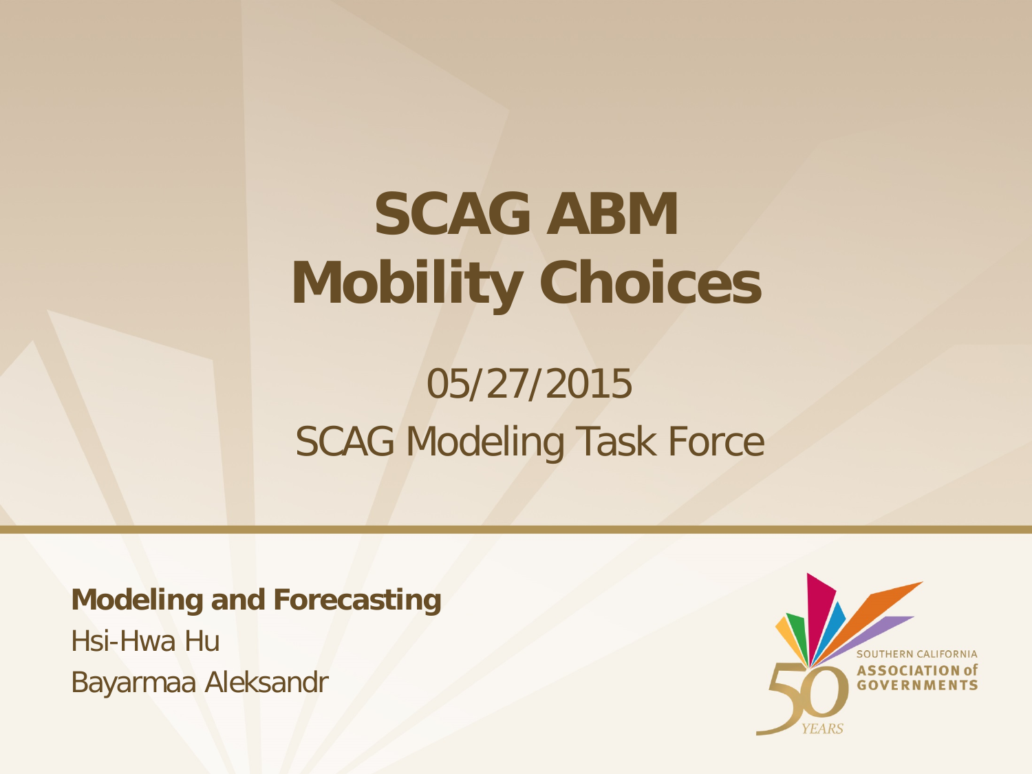# SCAG ABM
# Mobility Choices

05/27/2015

SCAG Modeling Task Force

**Modeling and Forecasting**

Hsi-Hwa Hu

Bayarmaa Aleksandr

SOUTHERN CALIFORNIA **ASSOCIATION of GOVERNMENTS**

50 YEARS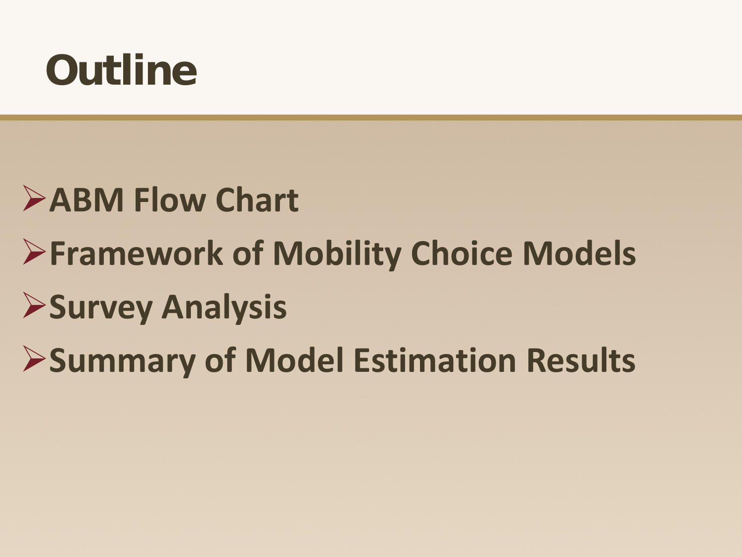# Outline

- ABM Flow Chart
- Framework of Mobility Choice Models
- Survey Analysis
- Summary of Model Estimation Results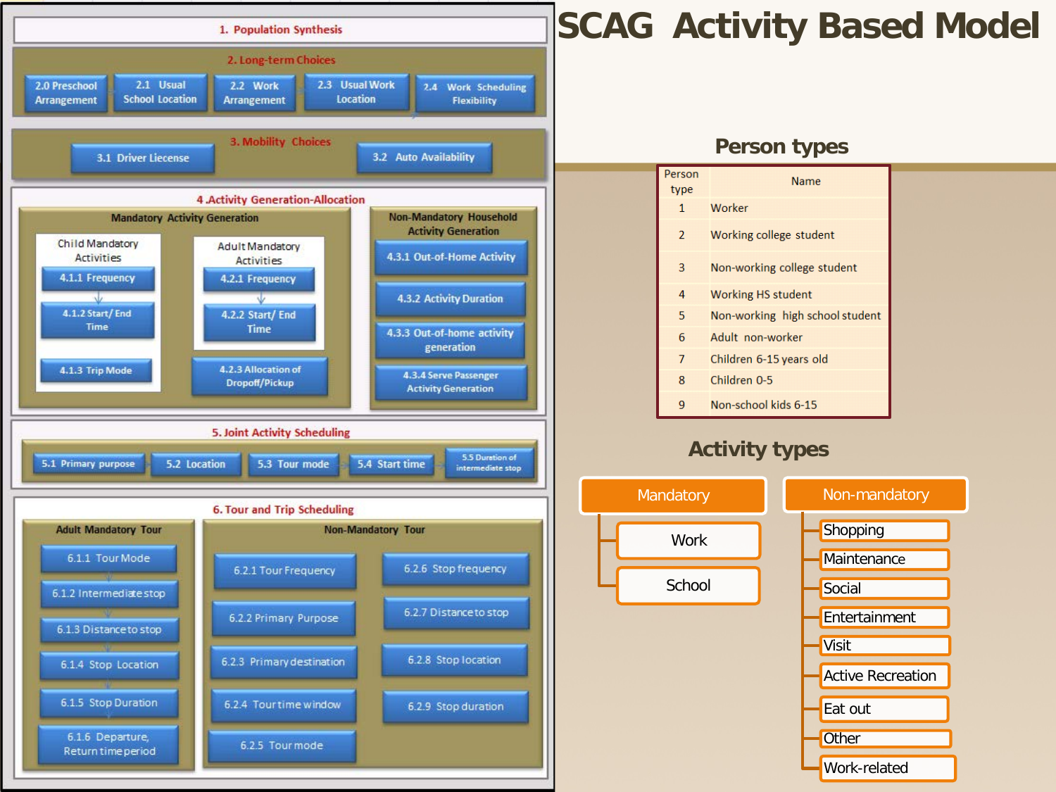# SCAG Activity Based Model

## 1. Population Synthesis

## 2. Long-term Choices

- 2.0 Preschool Arrangement
- 2.1 Usual School Location
- 2.2 Work Arrangement
- 2.3 Usual Work Location
- 2.4 Work Scheduling Flexibility

## 3. Mobility Choices

- 3.1 Driver Liecense
- 3.2 Auto Availability

## 4 .Activity Generation-Allocation

### Mandatory Activity Generation

**Child Mandatory Activities**

- 4.1.1 Frequency
- 4.1.2 Start/ End Time
- 4.1.3 Trip Mode

**Adult Mandatory Activities**

- 4.2.1 Frequency
- 4.2.2 Start/ End Time
- 4.2.3 Allocation of Dropoff/Pickup

### Non-Mandatory Household Activity Generation

- 4.3.1 Out-of-Home Activity
- 4.3.2 Activity Duration
- 4.3.3 Out-of-home activity generation
- 4.3.4 Serve Passenger Activity Generation

## 5. Joint Activity Scheduling

- 5.1 Primary purpose
- 5.2 Location
- 5.3 Tour mode
- 5.4 Start time
- 5.5 Duration of intermediate stop

## 6. Tour and Trip Scheduling

### Adult Mandatory Tour

- 6.1.1 Tour Mode
- 6.1.2 Intermediate stop
- 6.1.3 Distance to stop
- 6.1.4 Stop Location
- 6.1.5 Stop Duration
- 6.1.6 Departure, Return time period

### Non-Mandatory Tour

- 6.2.1 Tour Frequency
- 6.2.2 Primary Purpose
- 6.2.3 Primary destination
- 6.2.4 Tour time window
- 6.2.5 Tour mode
- 6.2.6 Stop frequency
- 6.2.7 Distance to stop
- 6.2.8 Stop location
- 6.2.9 Stop duration

## Person types

| Person type | Name |
|---|---|
| 1 | Worker |
| 2 | Working college student |
| 3 | Non-working college student |
| 4 | Working HS student |
| 5 | Non-working high school student |
| 6 | Adult non-worker |
| 7 | Children 6-15 years old |
| 8 | Children 0-5 |
| 9 | Non-school kids 6-15 |

## Activity types

**Mandatory**

- Work
- School

**Non-mandatory**

- Shopping
- Maintenance
- Social
- Entertainment
- Visit
- Active Recreation
- Eat out
- Other
- Work-related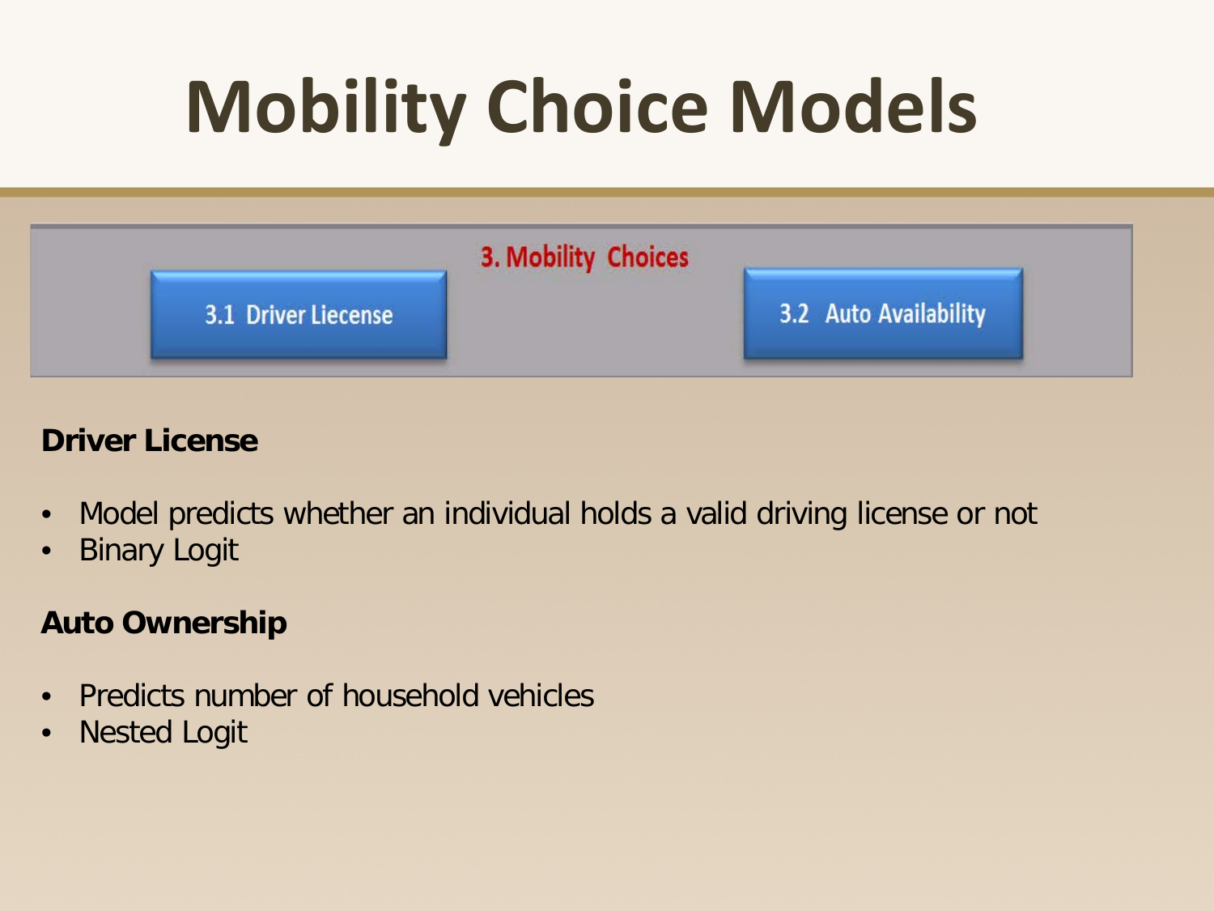# Mobility Choice Models

**3. Mobility Choices**

3.1 Driver Liecense

3.2 Auto Availability

**Driver License**

- Model predicts whether an individual holds a valid driving license or not
- Binary Logit

**Auto Ownership**

- Predicts number of household vehicles
- Nested Logit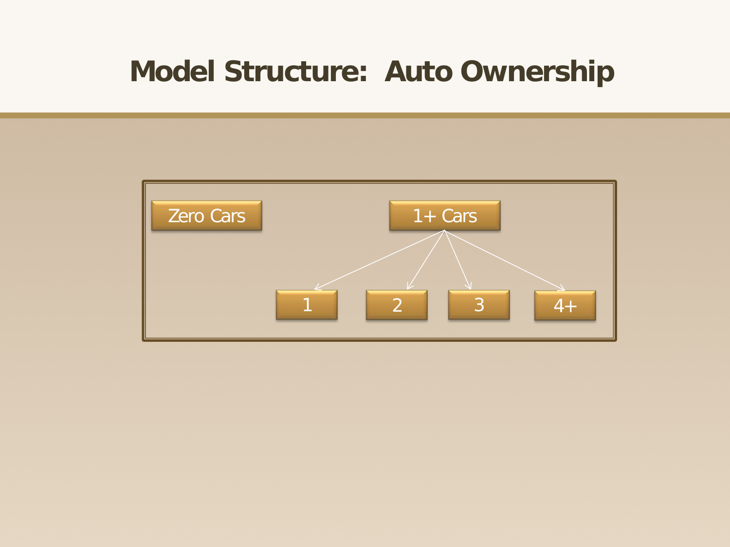# Model Structure: Auto Ownership

Zero Cars

1+ Cars

1

2

3

4+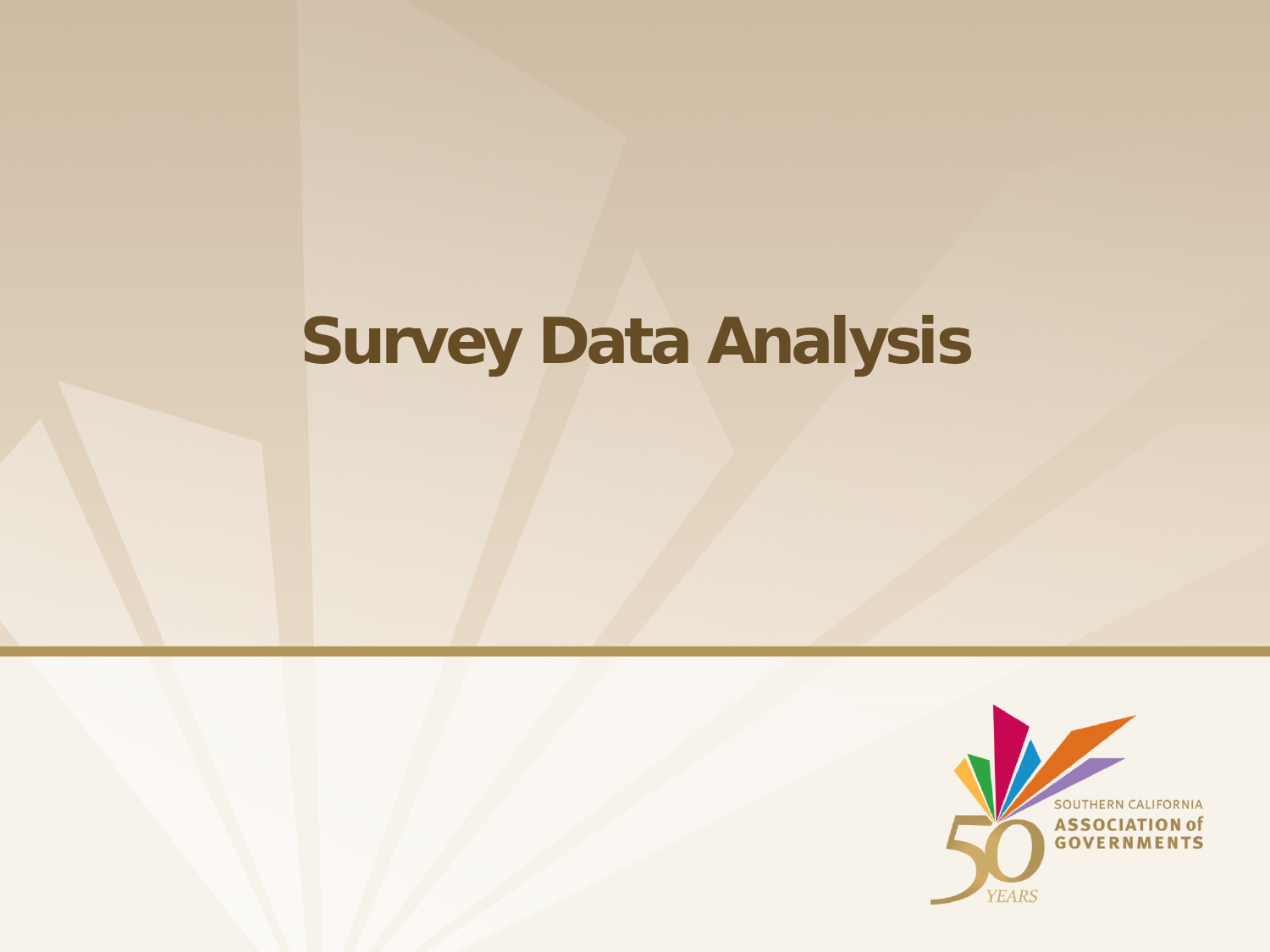# Survey Data Analysis

SOUTHERN CALIFORNIA ASSOCIATION of GOVERNMENTS

50 YEARS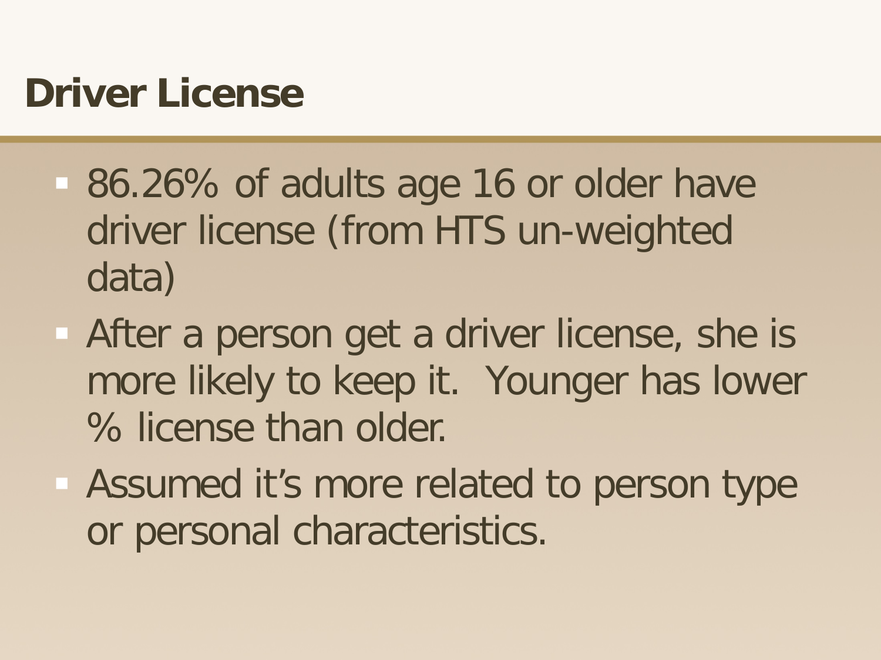# Driver License

- 86.26% of adults age 16 or older have driver license (from HTS un-weighted data)
- After a person get a driver license, she is more likely to keep it.  Younger has lower % license than older.
- Assumed it's more related to person type or personal characteristics.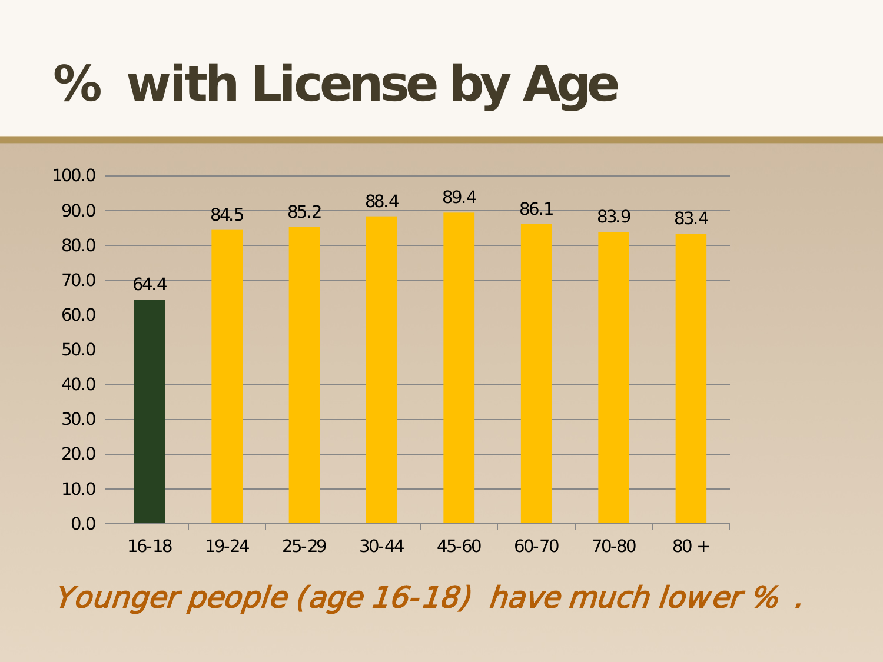# % with License by Age

| Age | % with License |
|---|---|
| 16-18 | 64.4 |
| 19-24 | 84.5 |
| 25-29 | 85.2 |
| 30-44 | 88.4 |
| 45-60 | 89.4 |
| 60-70 | 86.1 |
| 70-80 | 83.9 |
| 80 + | 83.4 |

*Younger people (age 16-18) have much lower % .*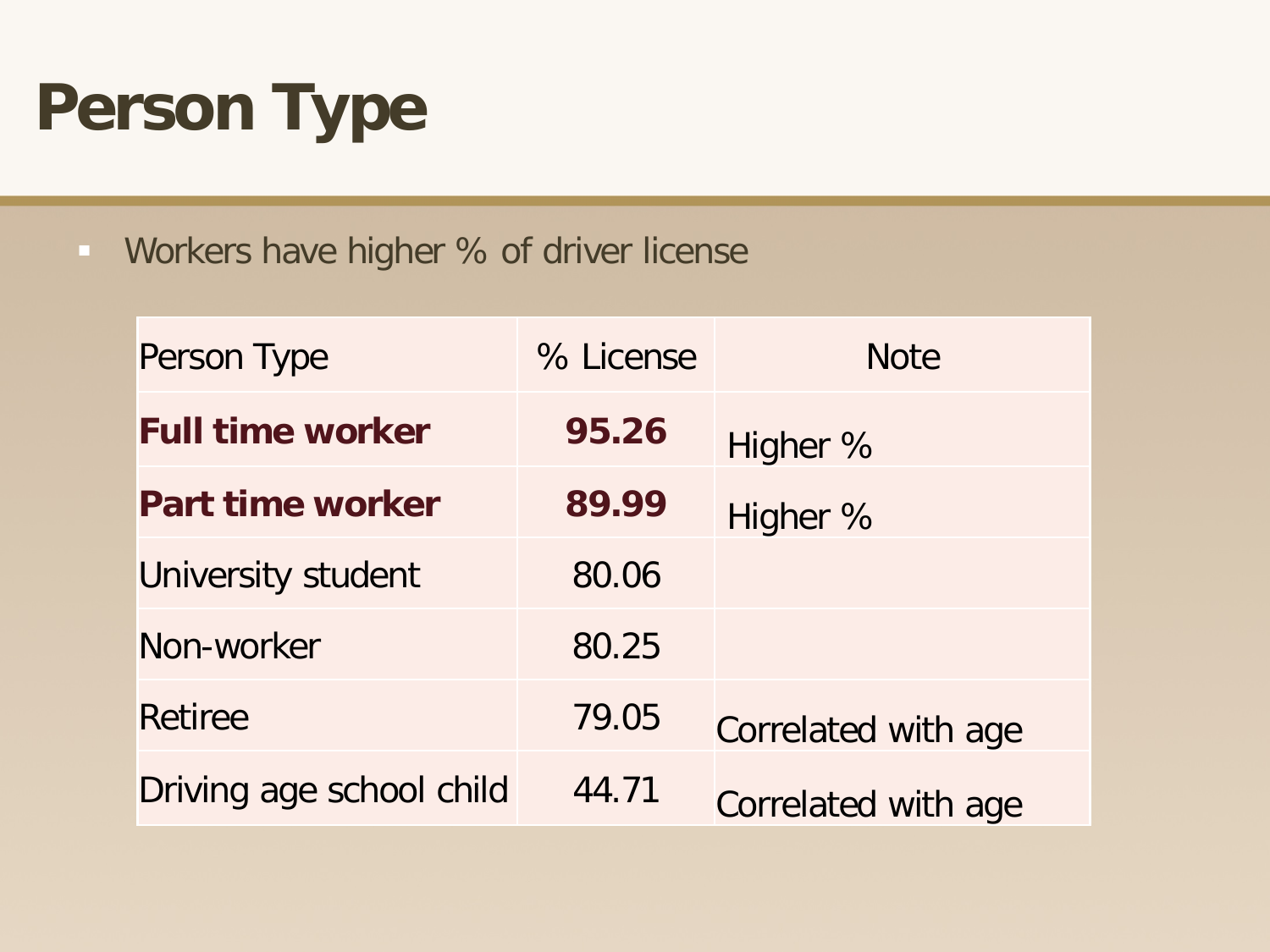# Person Type

- Workers have higher % of driver license

| Person Type | % License | Note |
|---|---|---|
| **Full time worker** | **95.26** | Higher % |
| **Part time worker** | **89.99** | Higher % |
| University student | 80.06 | |
| Non-worker | 80.25 | |
| Retiree | 79.05 | Correlated with age |
| Driving age school child | 44.71 | Correlated with age |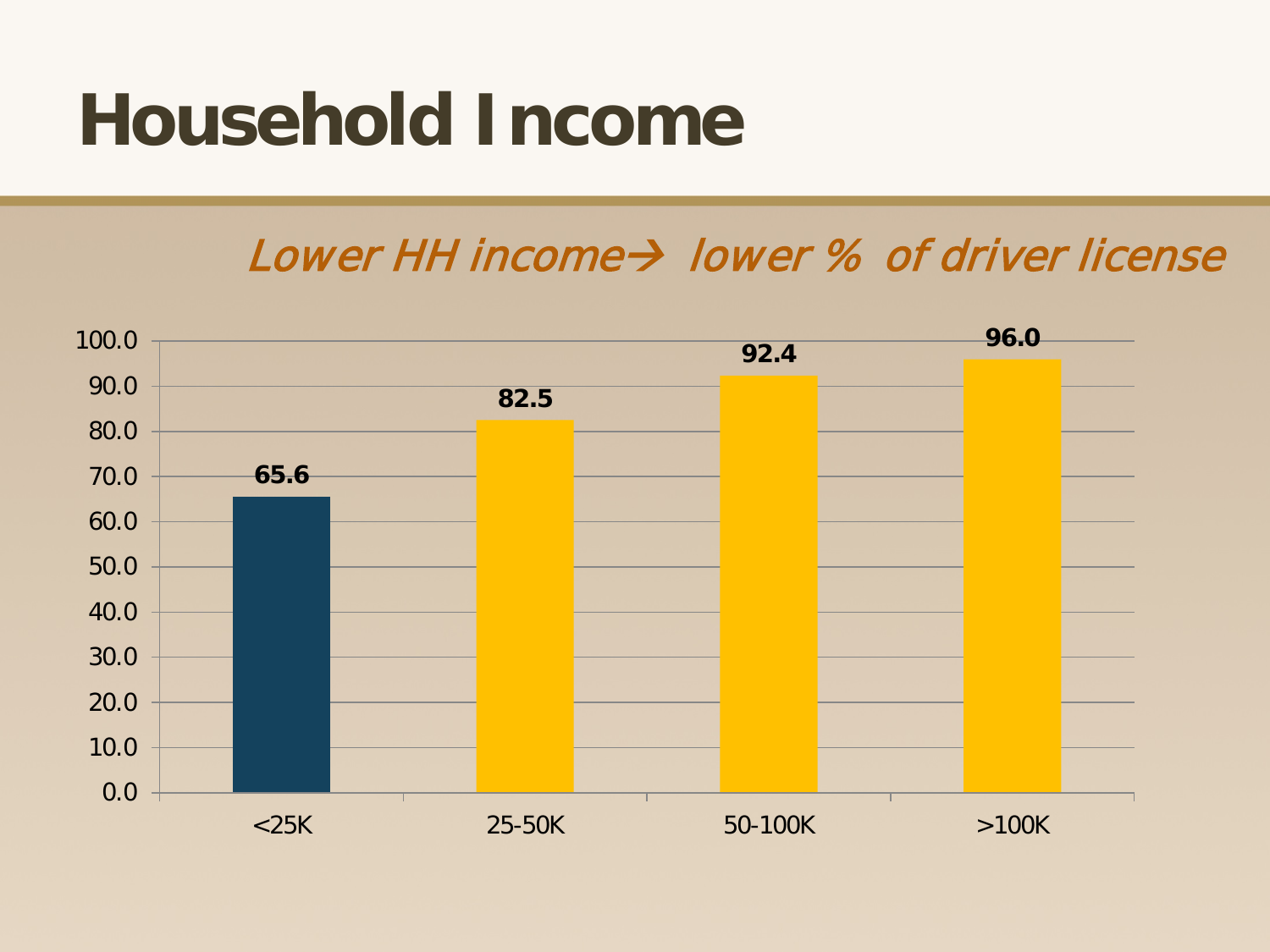# Household Income

*Lower HH income→ lower % of driver license*

| Household Income | % |
|---|---|
| <25K | 65.6 |
| 25-50K | 82.5 |
| 50-100K | 92.4 |
| >100K | 96.0 |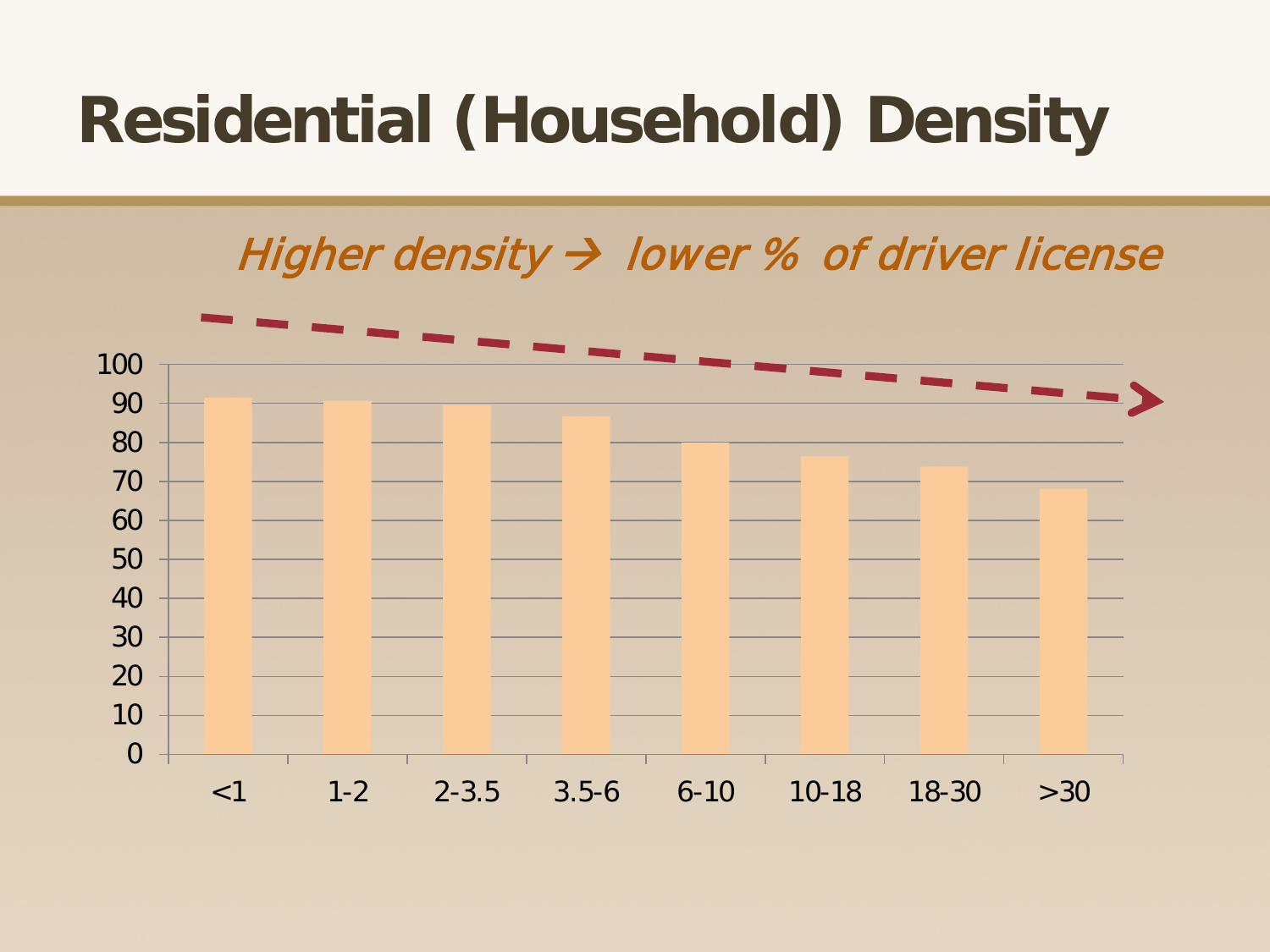# Residential (Household) Density

*Higher density → lower % of driver license*

| Density | % |
|---|---|
| <1 | 91 |
| 1-2 | 90 |
| 2-3.5 | 89 |
| 3.5-6 | 86 |
| 6-10 | 79 |
| 10-18 | 76 |
| 18-30 | 73 |
| >30 | 68 |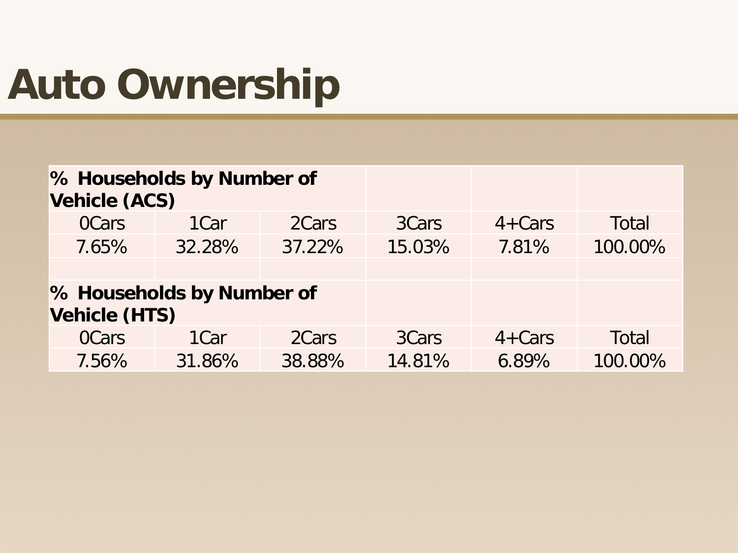# Auto Ownership

| % Households by Number of Vehicle (ACS) | | | | | |
|---|---|---|---|---|---|
| 0Cars | 1Car | 2Cars | 3Cars | 4+Cars | Total |
| 7.65% | 32.28% | 37.22% | 15.03% | 7.81% | 100.00% |
| | | | | | |
| **% Households by Number of Vehicle (HTS)** | | | | | |
| 0Cars | 1Car | 2Cars | 3Cars | 4+Cars | Total |
| 7.56% | 31.86% | 38.88% | 14.81% | 6.89% | 100.00% |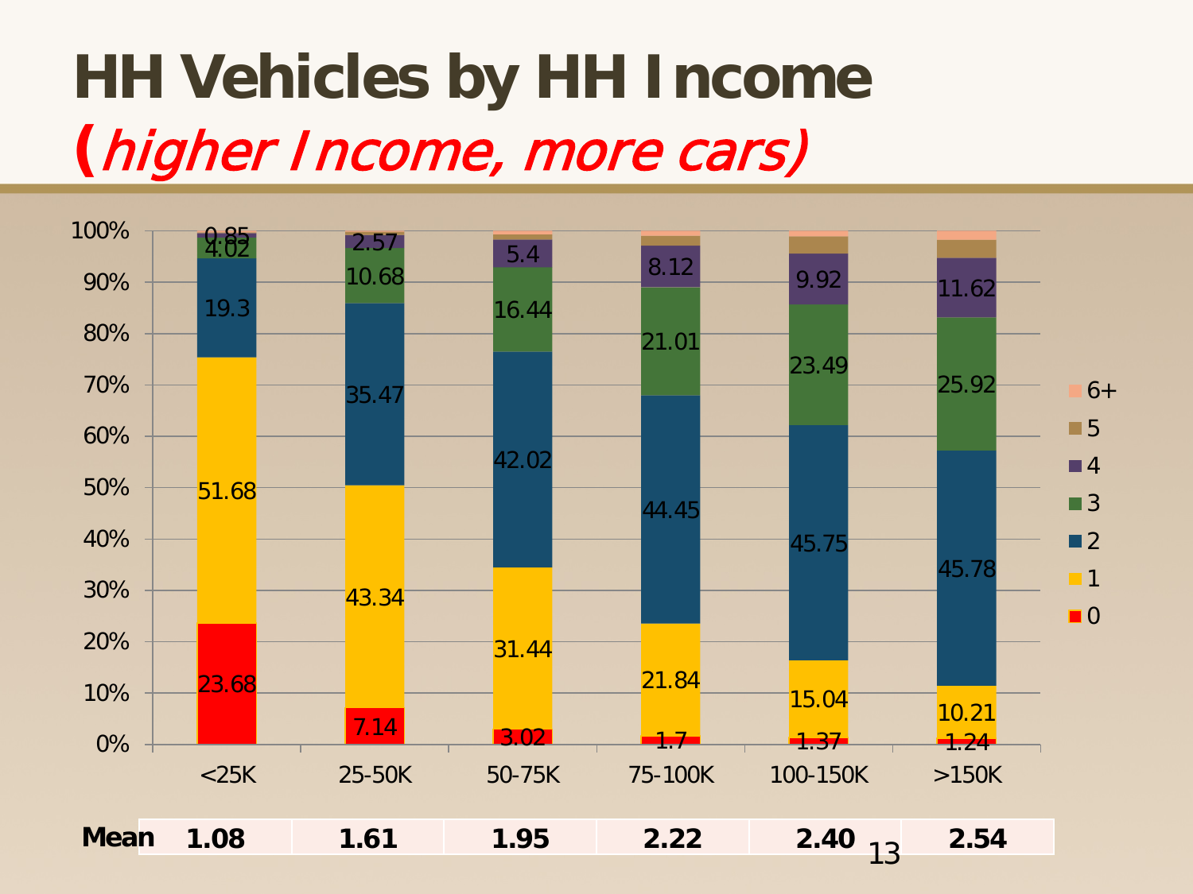# HH Vehicles by HH Income

## *(higher Income, more cars)*

| Vehicles | <25K | 25-50K | 50-75K | 75-100K | 100-150K | >150K |
|---|---|---|---|---|---|---|
| 6+ | | | | | | |
| 5 | | | | | | |
| 4 | 0.85 | 2.57 | 5.4 | 8.12 | 9.92 | 11.62 |
| 3 | 4.02 | 10.68 | 16.44 | 21.01 | 23.49 | 25.92 |
| 2 | 19.3 | 35.47 | 42.02 | 44.45 | 45.75 | 45.78 |
| 1 | 51.68 | 43.34 | 31.44 | 21.84 | 15.04 | 10.21 |
| 0 | 23.68 | 7.14 | 3.02 | 1.7 | 1.37 | 1.24 |

| | <25K | 25-50K | 50-75K | 75-100K | 100-150K | >150K |
|---|---|---|---|---|---|---|
| **Mean** | **1.08** | **1.61** | **1.95** | **2.22** | **2.40** | **2.54** |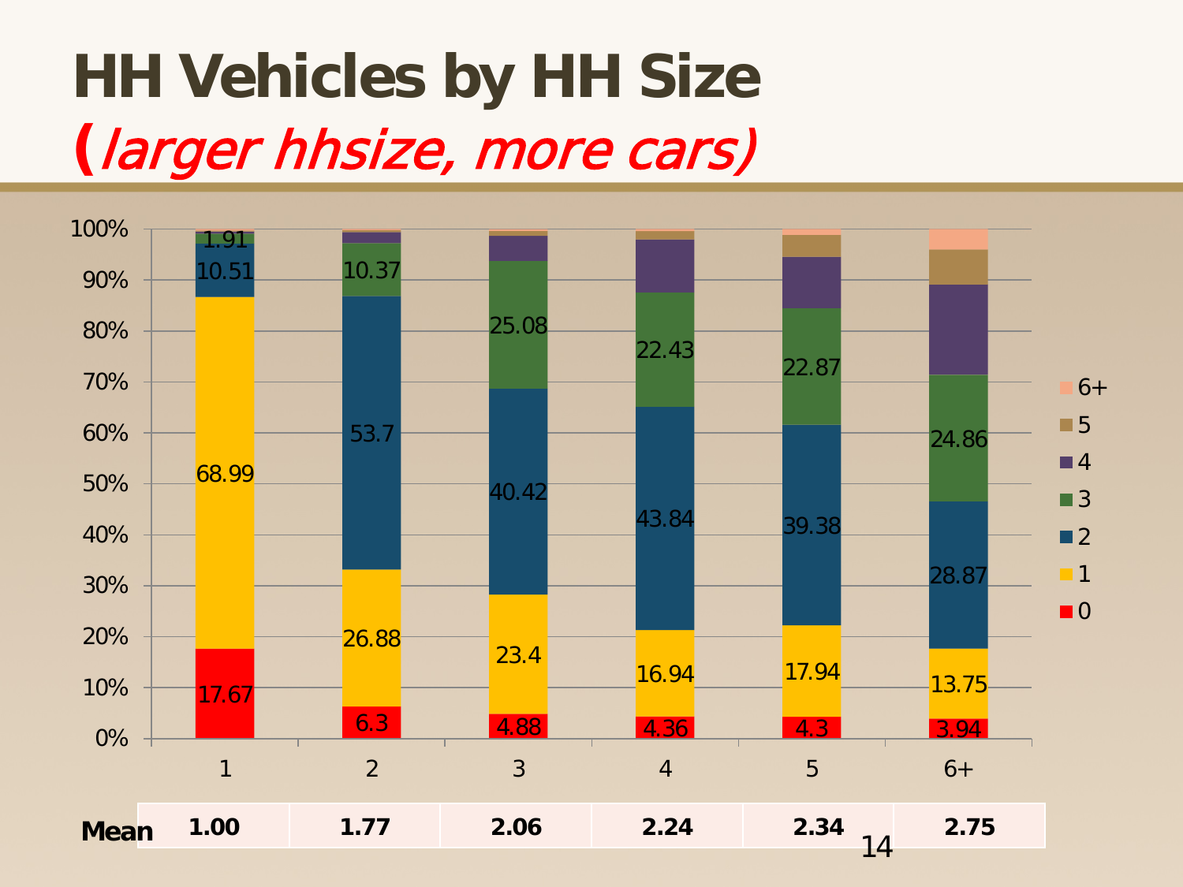# HH Vehicles by HH Size

*(larger hhsize, more cars)*

| HH Size | 0 | 1 | 2 | 3 | 4 | 5 | 6+ |
|---|---|---|---|---|---|---|---|
| 1 | 17.67 | 68.99 | 10.51 | 1.91 | | | |
| 2 | 6.3 | 26.88 | 53.7 | 10.37 | | | |
| 3 | 4.88 | 23.4 | 40.42 | 25.08 | | | |
| 4 | 4.36 | 16.94 | 43.84 | 22.43 | | | |
| 5 | 4.3 | 17.94 | 39.38 | 22.87 | | | |
| 6+ | 3.94 | 13.75 | 28.87 | 24.86 | | | |

| | 1 | 2 | 3 | 4 | 5 | 6+ |
|---|---|---|---|---|---|---|
| **Mean** | **1.00** | **1.77** | **2.06** | **2.24** | **2.34** | **2.75** |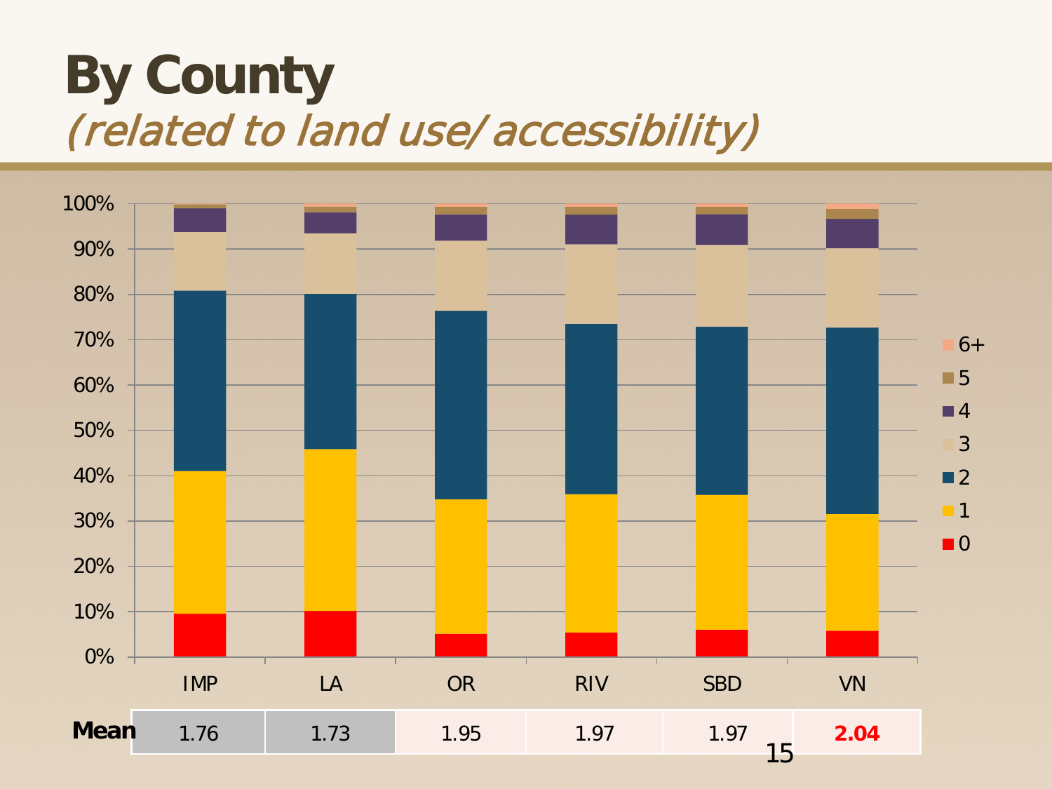# By County

*(related to land use/accessibility)*

| | IMP | LA | OR | RIV | SBD | VN |
|---|---|---|---|---|---|---|
| **Mean** | 1.76 | 1.73 | 1.95 | 1.97 | 1.97 | **2.04** |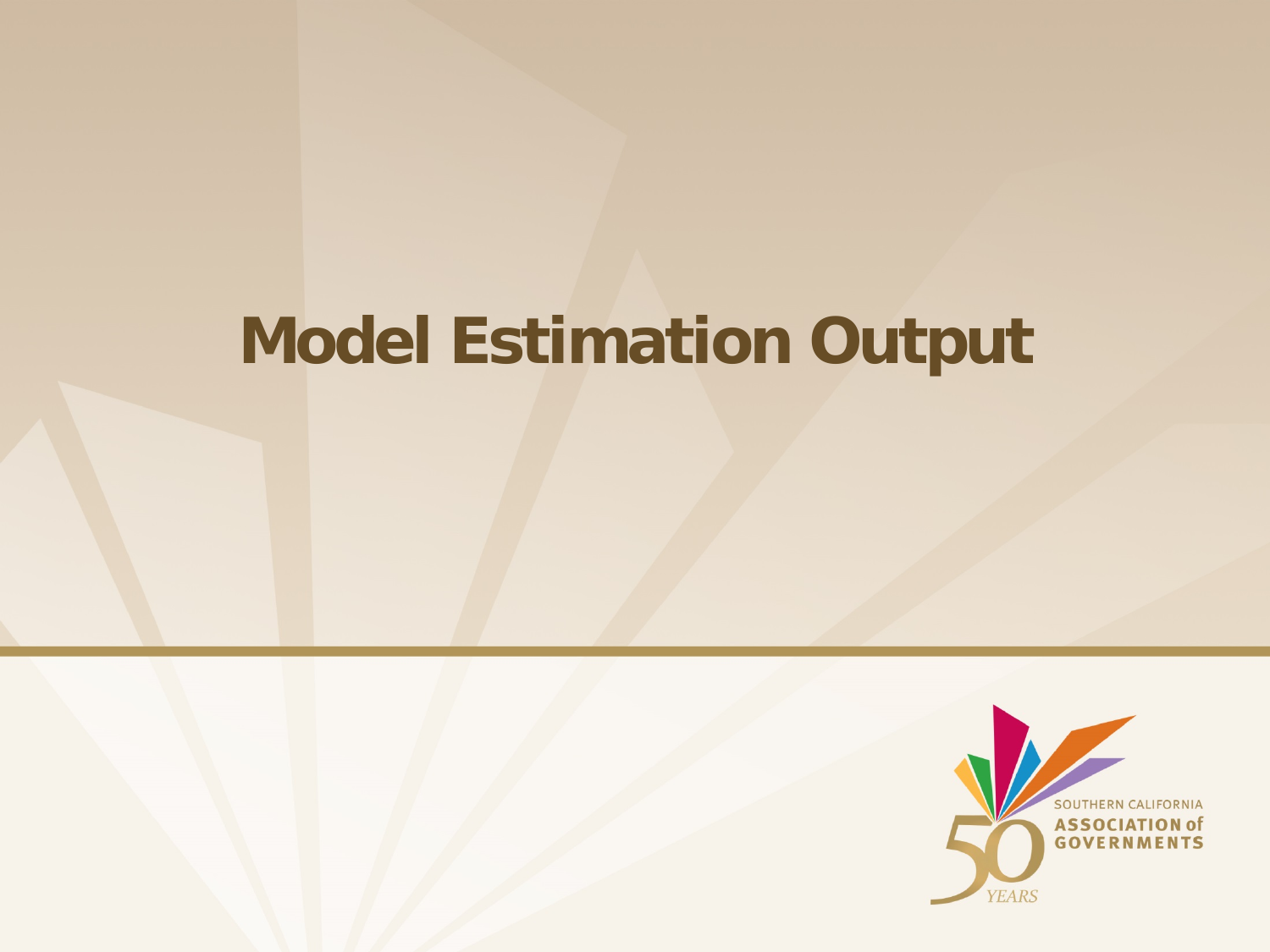# Model Estimation Output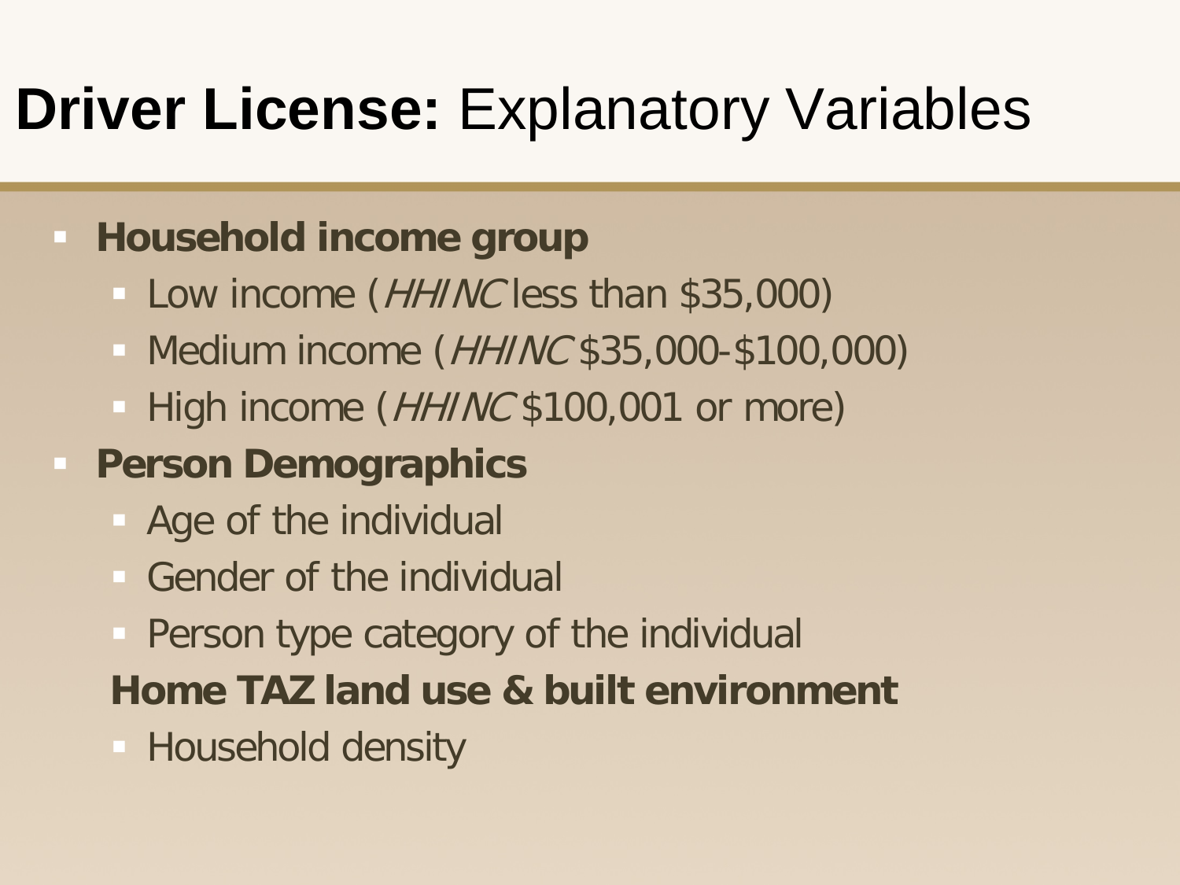# **Driver License:** Explanatory Variables

- **Household income group**
  - Low income (*HHINC* less than $35,000)
  - Medium income (*HHINC* $35,000-$100,000)
  - High income (*HHINC* $100,001 or more)
- **Person Demographics**
  - Age of the individual
  - Gender of the individual
  - Person type category of the individual
- **Home TAZ land use & built environment**
  - Household density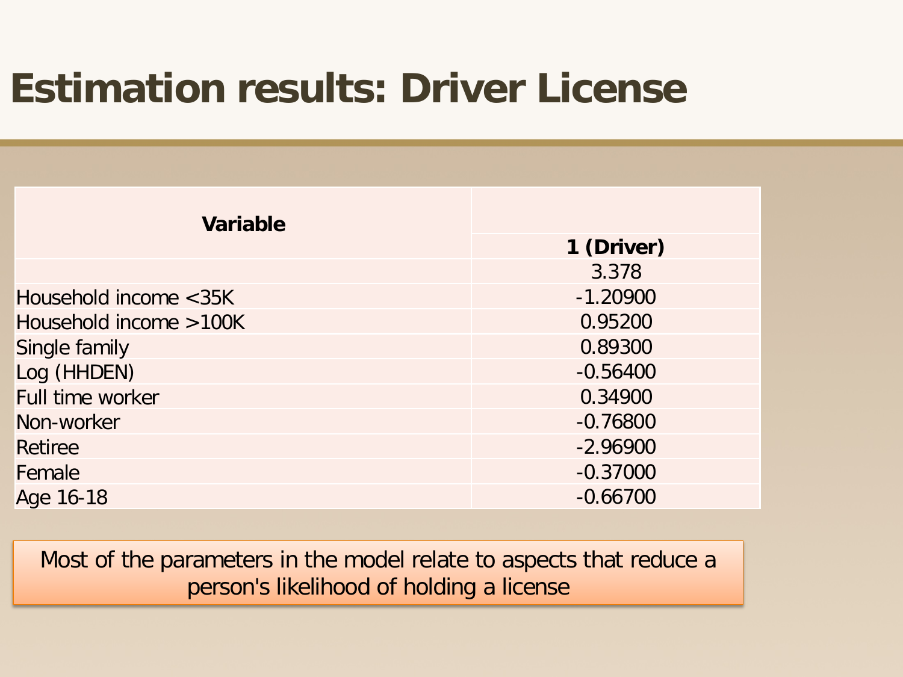# Estimation results: Driver License

| Variable | 1 (Driver) |
|---|---|
| | 3.378 |
| Household income <35K | -1.20900 |
| Household income >100K | 0.95200 |
| Single family | 0.89300 |
| Log (HHDEN) | -0.56400 |
| Full time worker | 0.34900 |
| Non-worker | -0.76800 |
| Retiree | -2.96900 |
| Female | -0.37000 |
| Age 16-18 | -0.66700 |

Most of the parameters in the model relate to aspects that reduce a person's likelihood of holding a license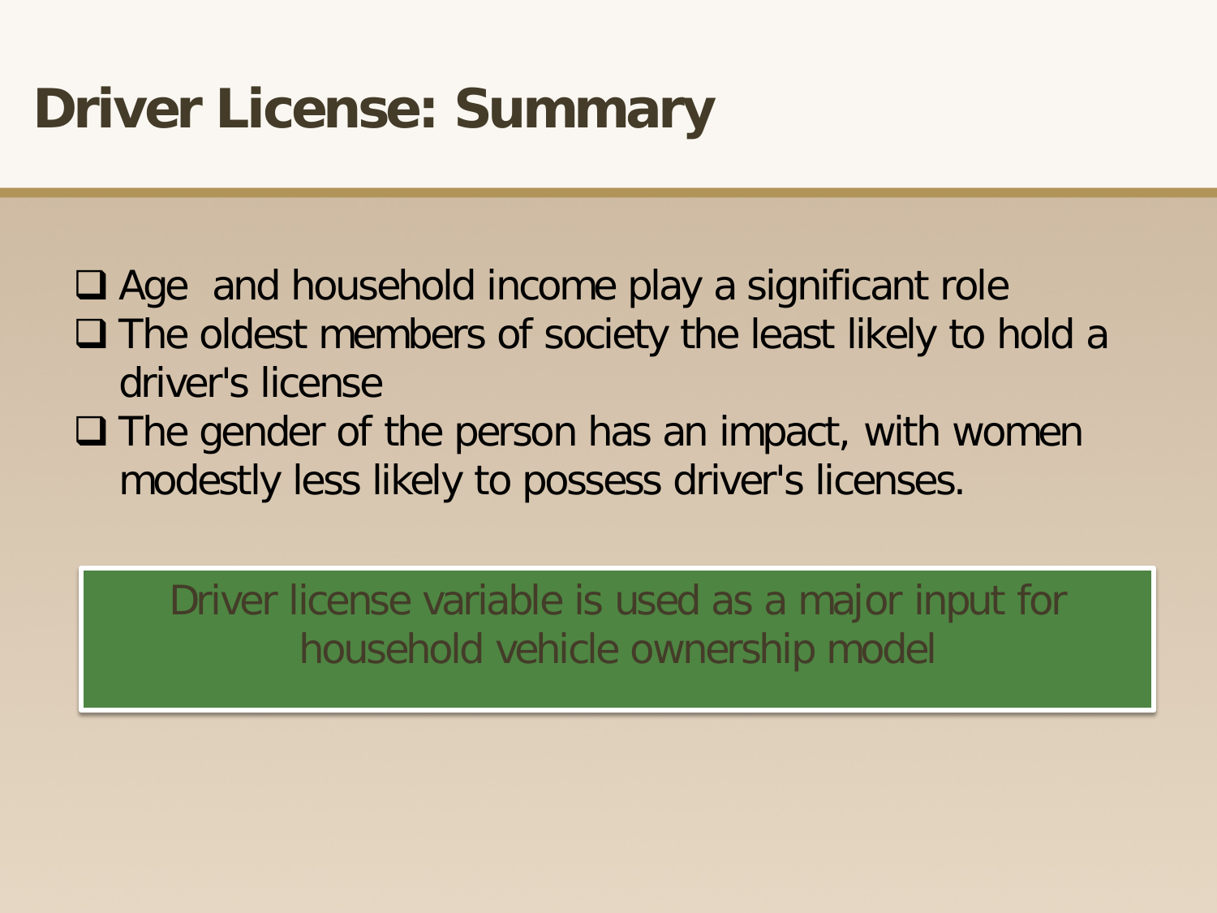# Driver License: Summary

- Age  and household income play a significant role
- The oldest members of society the least likely to hold a driver's license
- The gender of the person has an impact, with women modestly less likely to possess driver's licenses.

Driver license variable is used as a major input for household vehicle ownership model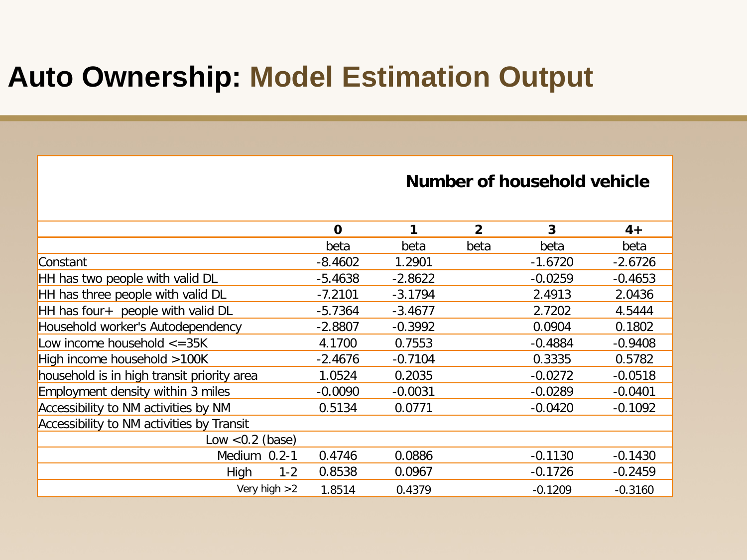# Auto Ownership: Model Estimation Output

| | Number of household vehicle | | | | |
|---|---|---|---|---|---|
| | 0 | 1 | 2 | 3 | 4+ |
| | beta | beta | beta | beta | beta |
| Constant | -8.4602 | 1.2901 | | -1.6720 | -2.6726 |
| HH has two people with valid DL | -5.4638 | -2.8622 | | -0.0259 | -0.4653 |
| HH has three people with valid DL | -7.2101 | -3.1794 | | 2.4913 | 2.0436 |
| HH has four+ people with valid DL | -5.7364 | -3.4677 | | 2.7202 | 4.5444 |
| Household worker's Autodependency | -2.8807 | -0.3992 | | 0.0904 | 0.1802 |
| Low income household <=35K | 4.1700 | 0.7553 | | -0.4884 | -0.9408 |
| High income household >100K | -2.4676 | -0.7104 | | 0.3335 | 0.5782 |
| household is in high transit priority area | 1.0524 | 0.2035 | | -0.0272 | -0.0518 |
| Employment density within 3 miles | -0.0090 | -0.0031 | | -0.0289 | -0.0401 |
| Accessibility to NM activities by NM | 0.5134 | 0.0771 | | -0.0420 | -0.1092 |
| Accessibility to NM activities by Transit | | | | | |
| Low <0.2 (base) | | | | | |
| Medium 0.2-1 | 0.4746 | 0.0886 | | -0.1130 | -0.1430 |
| High 1-2 | 0.8538 | 0.0967 | | -0.1726 | -0.2459 |
| Very high >2 | 1.8514 | 0.4379 | | -0.1209 | -0.3160 |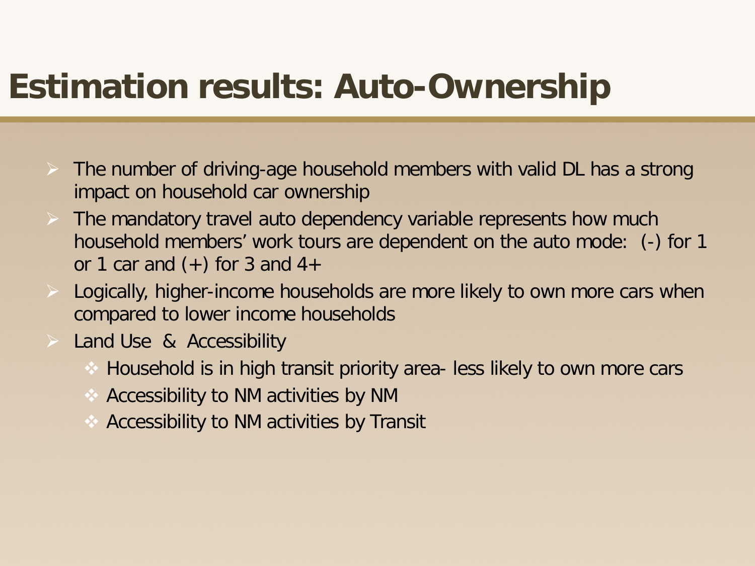# Estimation results: Auto-Ownership

- The number of driving-age household members with valid DL has a strong impact on household car ownership
- The mandatory travel auto dependency variable represents how much household members' work tours are dependent on the auto mode: (-) for 1 or 1 car and (+) for 3 and 4+
- Logically, higher-income households are more likely to own more cars when compared to lower income households
- Land Use & Accessibility
  - Household is in high transit priority area- less likely to own more cars
  - Accessibility to NM activities by NM
  - Accessibility to NM activities by Transit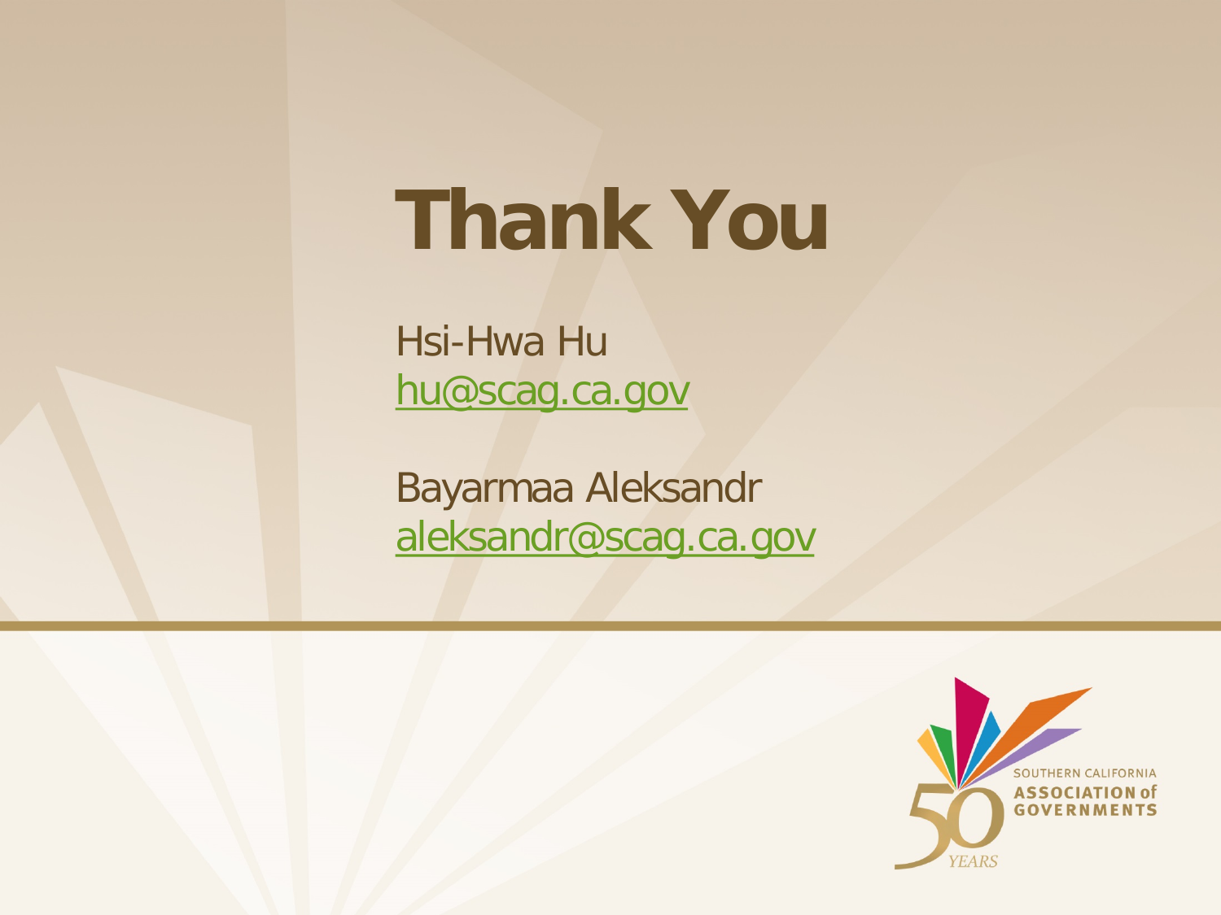# Thank You

Hsi-Hwa Hu
hu@scag.ca.gov

Bayarmaa Aleksandr
aleksandr@scag.ca.gov

SOUTHERN CALIFORNIA
ASSOCIATION of
GOVERNMENTS
50 YEARS